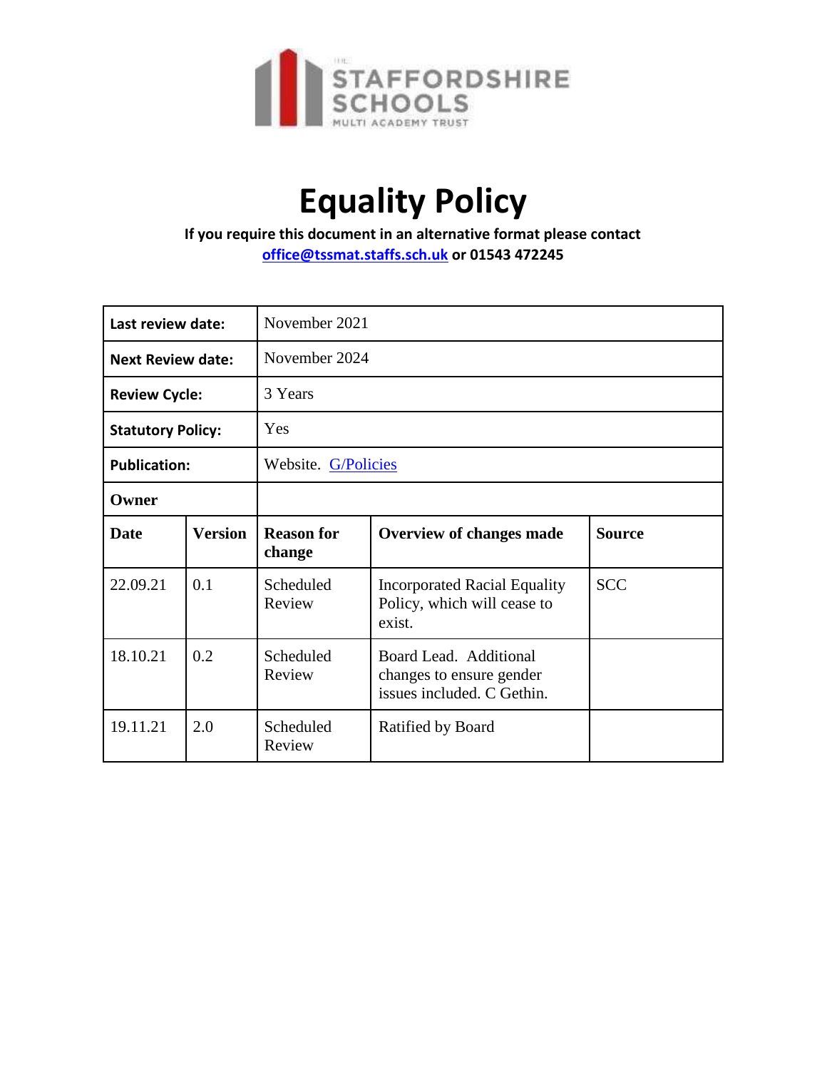THE STAFFORDSHIRE SCHOOLS MULTI ACADEMY TRUST

# Equality Policy

**If you require this document in an alternative format please contact office@tssmat.staffs.sch.uk or 01543 472245**

| | | | | |
|---|---|---|---|---|
| **Last review date:** | November 2021 | | | |
| **Next Review date:** | November 2024 | | | |
| **Review Cycle:** | 3 Years | | | |
| **Statutory Policy:** | Yes | | | |
| **Publication:** | Website. G/Policies | | | |
| **Owner** | | | | |
| **Date** | **Version** | **Reason for change** | **Overview of changes made** | **Source** |
| 22.09.21 | 0.1 | Scheduled Review | Incorporated Racial Equality Policy, which will cease to exist. | SCC |
| 18.10.21 | 0.2 | Scheduled Review | Board Lead. Additional changes to ensure gender issues included. C Gethin. | |
| 19.11.21 | 2.0 | Scheduled Review | Ratified by Board | |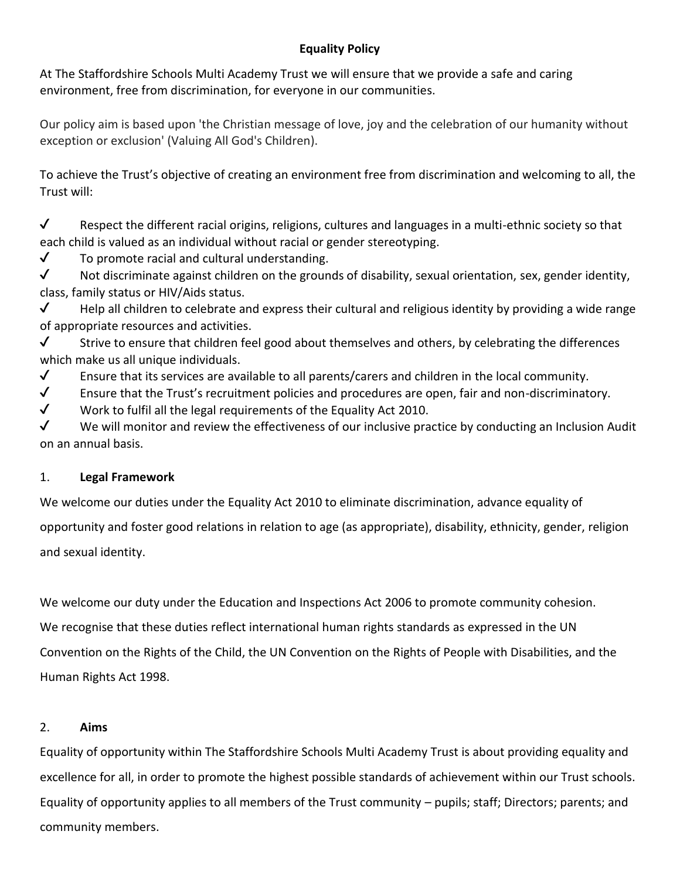**Equality Policy**

At The Staffordshire Schools Multi Academy Trust we will ensure that we provide a safe and caring environment, free from discrimination, for everyone in our communities.

Our policy aim is based upon 'the Christian message of love, joy and the celebration of our humanity without exception or exclusion' (Valuing All God's Children).

To achieve the Trust's objective of creating an environment free from discrimination and welcoming to all, the Trust will:

- ✓ Respect the different racial origins, religions, cultures and languages in a multi-ethnic society so that each child is valued as an individual without racial or gender stereotyping.
- ✓ To promote racial and cultural understanding.
- ✓ Not discriminate against children on the grounds of disability, sexual orientation, sex, gender identity, class, family status or HIV/Aids status.
- ✓ Help all children to celebrate and express their cultural and religious identity by providing a wide range of appropriate resources and activities.
- ✓ Strive to ensure that children feel good about themselves and others, by celebrating the differences which make us all unique individuals.
- ✓ Ensure that its services are available to all parents/carers and children in the local community.
- ✓ Ensure that the Trust's recruitment policies and procedures are open, fair and non-discriminatory.
- ✓ Work to fulfil all the legal requirements of the Equality Act 2010.
- ✓ We will monitor and review the effectiveness of our inclusive practice by conducting an Inclusion Audit on an annual basis.

1. **Legal Framework**

We welcome our duties under the Equality Act 2010 to eliminate discrimination, advance equality of opportunity and foster good relations in relation to age (as appropriate), disability, ethnicity, gender, religion and sexual identity.

We welcome our duty under the Education and Inspections Act 2006 to promote community cohesion. We recognise that these duties reflect international human rights standards as expressed in the UN Convention on the Rights of the Child, the UN Convention on the Rights of People with Disabilities, and the Human Rights Act 1998.

2. **Aims**

Equality of opportunity within The Staffordshire Schools Multi Academy Trust is about providing equality and excellence for all, in order to promote the highest possible standards of achievement within our Trust schools. Equality of opportunity applies to all members of the Trust community – pupils; staff; Directors; parents; and community members.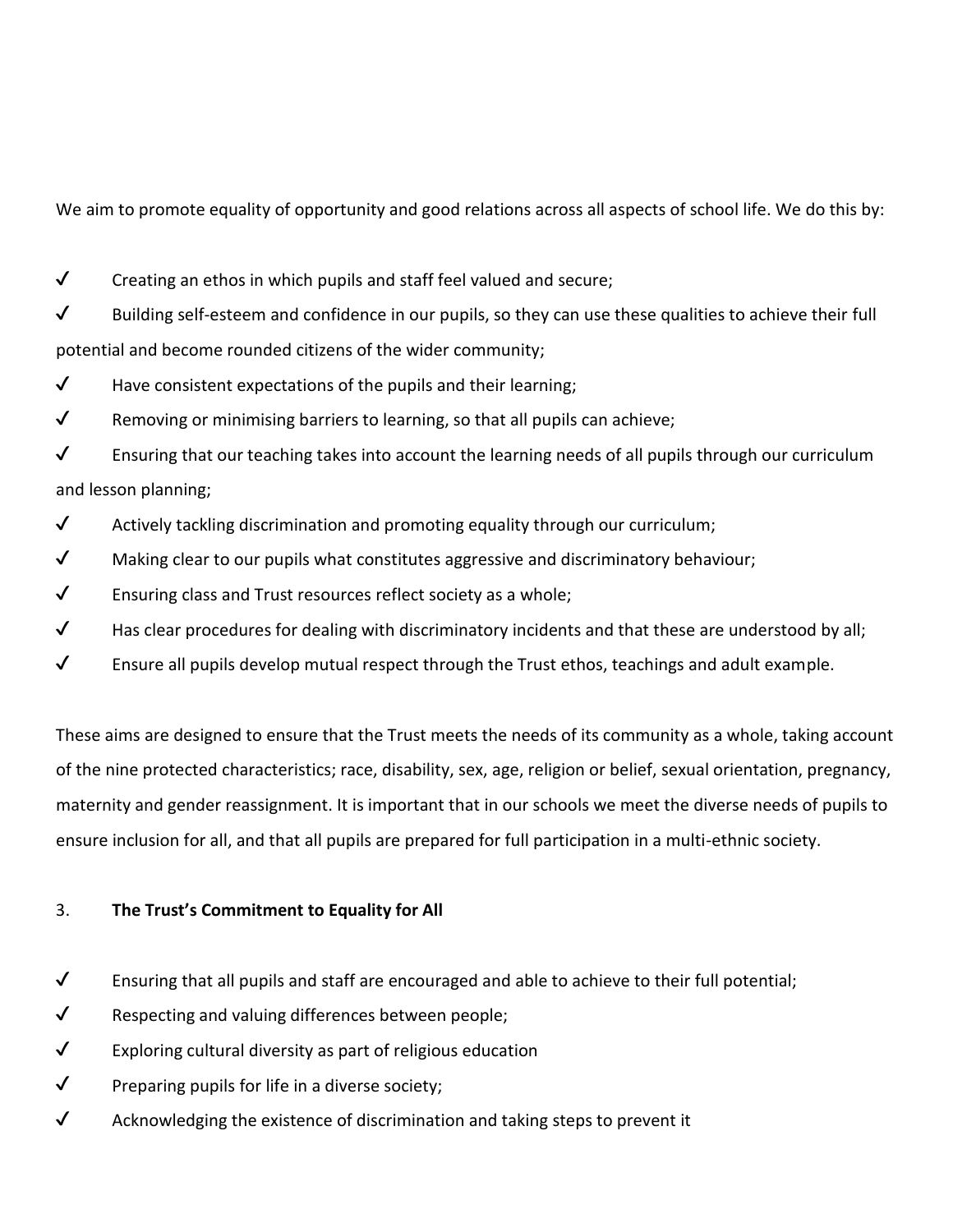We aim to promote equality of opportunity and good relations across all aspects of school life. We do this by:

- ✓ Creating an ethos in which pupils and staff feel valued and secure;
- ✓ Building self-esteem and confidence in our pupils, so they can use these qualities to achieve their full potential and become rounded citizens of the wider community;
- ✓ Have consistent expectations of the pupils and their learning;
- ✓ Removing or minimising barriers to learning, so that all pupils can achieve;
- ✓ Ensuring that our teaching takes into account the learning needs of all pupils through our curriculum and lesson planning;
- ✓ Actively tackling discrimination and promoting equality through our curriculum;
- ✓ Making clear to our pupils what constitutes aggressive and discriminatory behaviour;
- ✓ Ensuring class and Trust resources reflect society as a whole;
- ✓ Has clear procedures for dealing with discriminatory incidents and that these are understood by all;
- ✓ Ensure all pupils develop mutual respect through the Trust ethos, teachings and adult example.

These aims are designed to ensure that the Trust meets the needs of its community as a whole, taking account of the nine protected characteristics; race, disability, sex, age, religion or belief, sexual orientation, pregnancy, maternity and gender reassignment. It is important that in our schools we meet the diverse needs of pupils to ensure inclusion for all, and that all pupils are prepared for full participation in a multi-ethnic society.

## 3. **The Trust's Commitment to Equality for All**

- ✓ Ensuring that all pupils and staff are encouraged and able to achieve to their full potential;
- ✓ Respecting and valuing differences between people;
- ✓ Exploring cultural diversity as part of religious education
- ✓ Preparing pupils for life in a diverse society;
- ✓ Acknowledging the existence of discrimination and taking steps to prevent it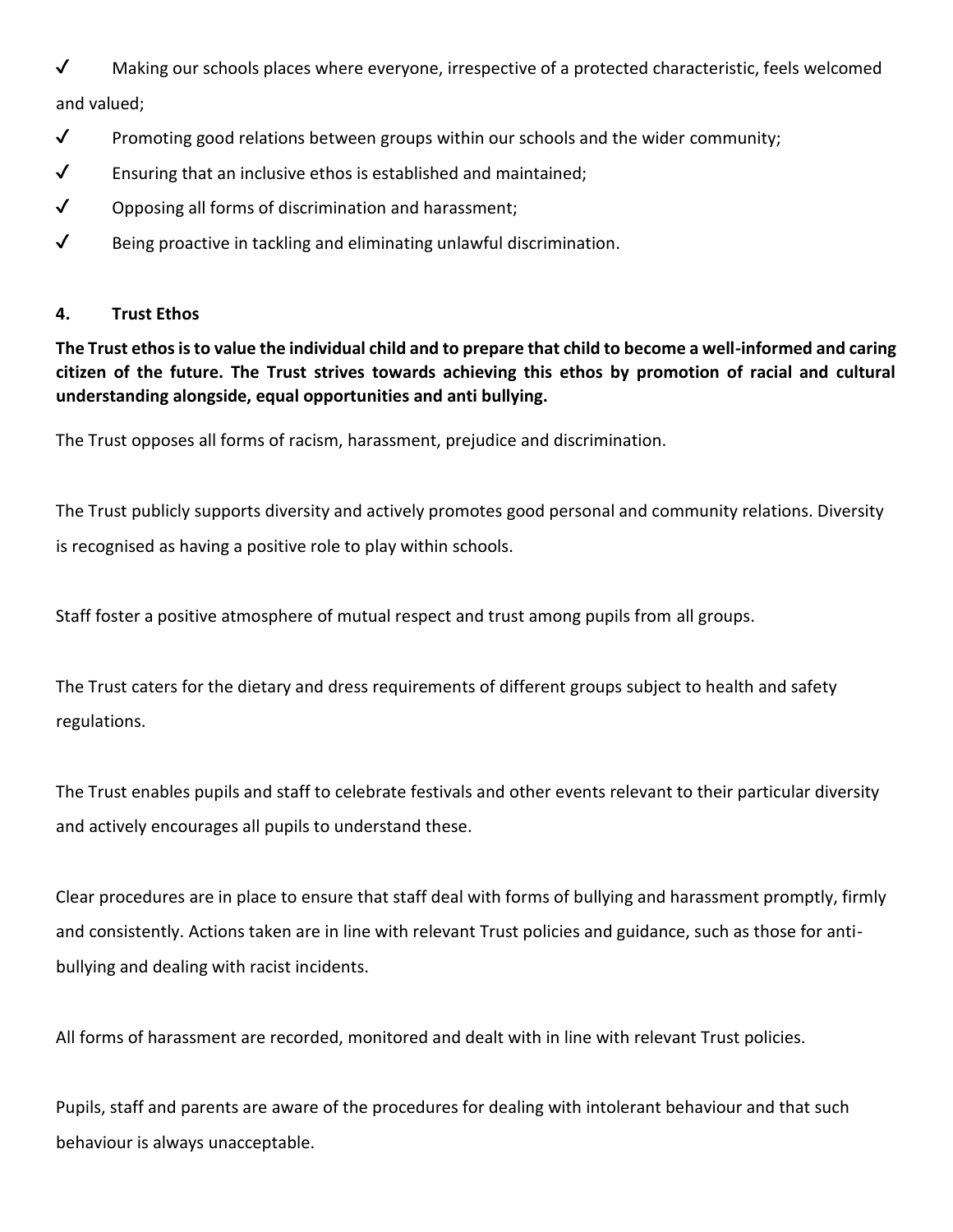- ✓ Making our schools places where everyone, irrespective of a protected characteristic, feels welcomed and valued;
- ✓ Promoting good relations between groups within our schools and the wider community;
- ✓ Ensuring that an inclusive ethos is established and maintained;
- ✓ Opposing all forms of discrimination and harassment;
- ✓ Being proactive in tackling and eliminating unlawful discrimination.

## 4. Trust Ethos

**The Trust ethos is to value the individual child and to prepare that child to become a well-informed and caring citizen of the future. The Trust strives towards achieving this ethos by promotion of racial and cultural understanding alongside, equal opportunities and anti bullying.**

The Trust opposes all forms of racism, harassment, prejudice and discrimination.

The Trust publicly supports diversity and actively promotes good personal and community relations. Diversity is recognised as having a positive role to play within schools.

Staff foster a positive atmosphere of mutual respect and trust among pupils from all groups.

The Trust caters for the dietary and dress requirements of different groups subject to health and safety regulations.

The Trust enables pupils and staff to celebrate festivals and other events relevant to their particular diversity and actively encourages all pupils to understand these.

Clear procedures are in place to ensure that staff deal with forms of bullying and harassment promptly, firmly and consistently. Actions taken are in line with relevant Trust policies and guidance, such as those for anti-bullying and dealing with racist incidents.

All forms of harassment are recorded, monitored and dealt with in line with relevant Trust policies.

Pupils, staff and parents are aware of the procedures for dealing with intolerant behaviour and that such behaviour is always unacceptable.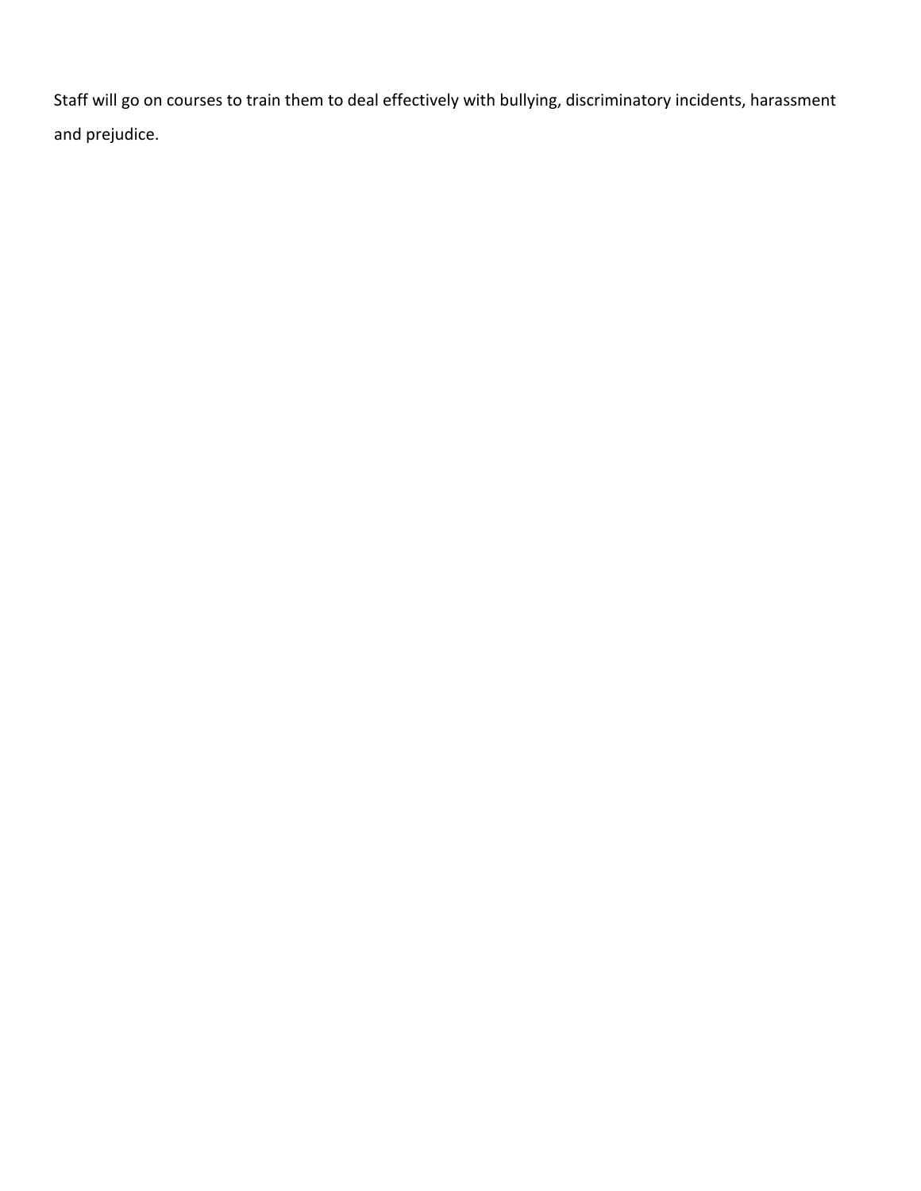Staff will go on courses to train them to deal effectively with bullying, discriminatory incidents, harassment and prejudice.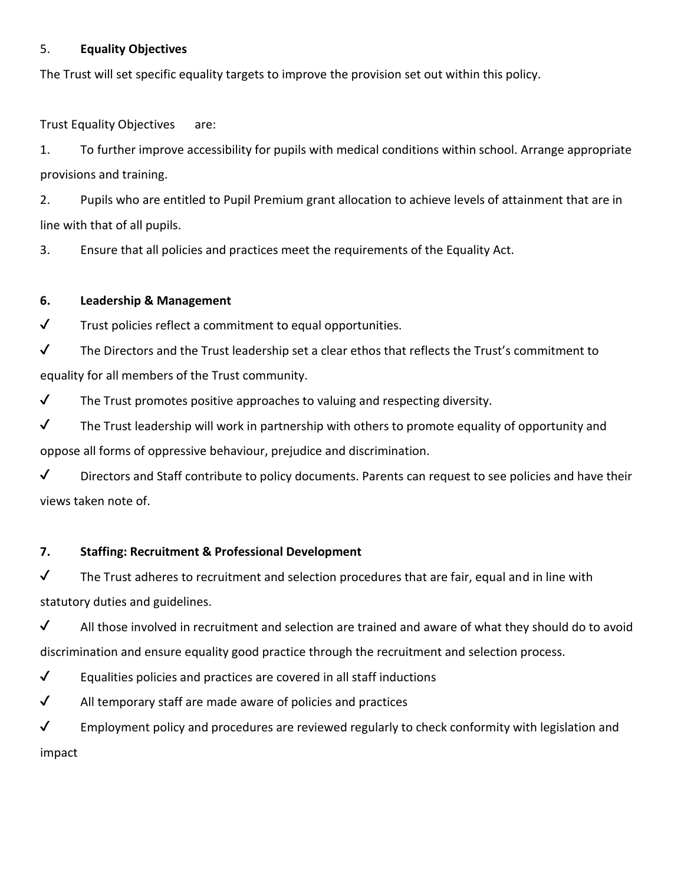## 5. **Equality Objectives**

The Trust will set specific equality targets to improve the provision set out within this policy.

Trust Equality Objectives are:

1. To further improve accessibility for pupils with medical conditions within school. Arrange appropriate provisions and training.
2. Pupils who are entitled to Pupil Premium grant allocation to achieve levels of attainment that are in line with that of all pupils.
3. Ensure that all policies and practices meet the requirements of the Equality Act.

## 6. **Leadership & Management**

- ✓ Trust policies reflect a commitment to equal opportunities.
- ✓ The Directors and the Trust leadership set a clear ethos that reflects the Trust's commitment to equality for all members of the Trust community.
- ✓ The Trust promotes positive approaches to valuing and respecting diversity.
- ✓ The Trust leadership will work in partnership with others to promote equality of opportunity and oppose all forms of oppressive behaviour, prejudice and discrimination.
- ✓ Directors and Staff contribute to policy documents. Parents can request to see policies and have their views taken note of.

## 7. **Staffing: Recruitment & Professional Development**

- ✓ The Trust adheres to recruitment and selection procedures that are fair, equal and in line with statutory duties and guidelines.
- ✓ All those involved in recruitment and selection are trained and aware of what they should do to avoid discrimination and ensure equality good practice through the recruitment and selection process.
- ✓ Equalities policies and practices are covered in all staff inductions
- ✓ All temporary staff are made aware of policies and practices
- ✓ Employment policy and procedures are reviewed regularly to check conformity with legislation and impact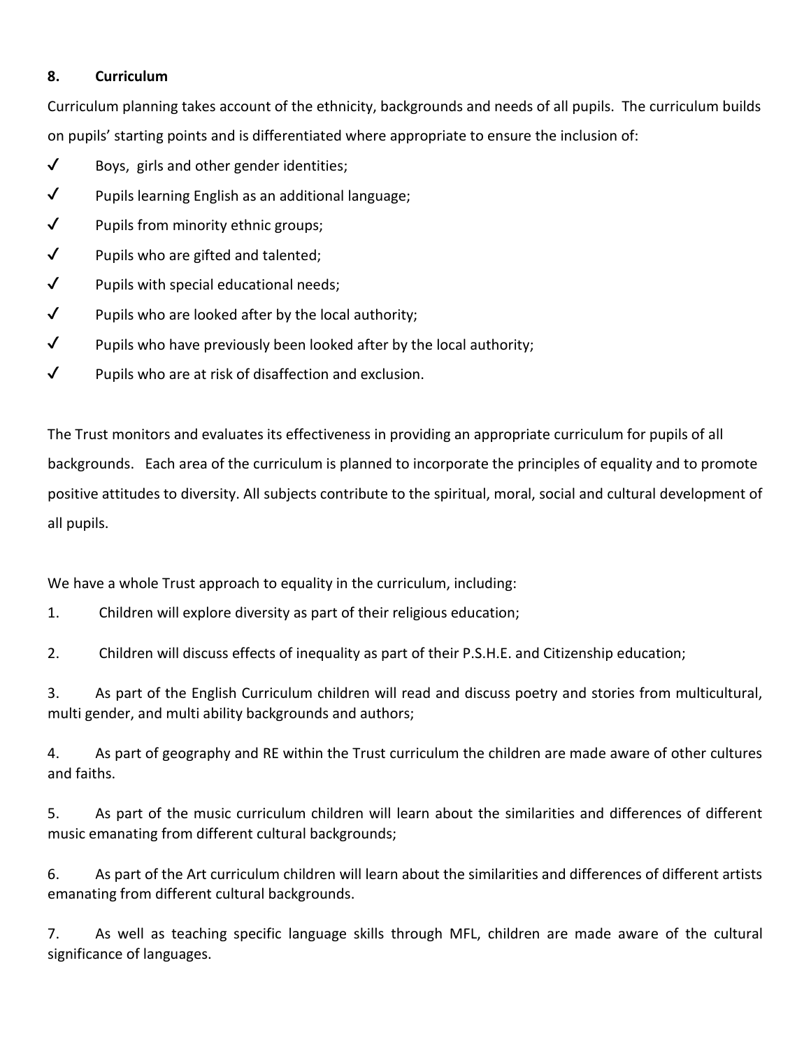## 8. Curriculum

Curriculum planning takes account of the ethnicity, backgrounds and needs of all pupils. The curriculum builds on pupils' starting points and is differentiated where appropriate to ensure the inclusion of:

- ✓ Boys, girls and other gender identities;
- ✓ Pupils learning English as an additional language;
- ✓ Pupils from minority ethnic groups;
- ✓ Pupils who are gifted and talented;
- ✓ Pupils with special educational needs;
- ✓ Pupils who are looked after by the local authority;
- ✓ Pupils who have previously been looked after by the local authority;
- ✓ Pupils who are at risk of disaffection and exclusion.

The Trust monitors and evaluates its effectiveness in providing an appropriate curriculum for pupils of all backgrounds. Each area of the curriculum is planned to incorporate the principles of equality and to promote positive attitudes to diversity. All subjects contribute to the spiritual, moral, social and cultural development of all pupils.

We have a whole Trust approach to equality in the curriculum, including:

1. Children will explore diversity as part of their religious education;
2. Children will discuss effects of inequality as part of their P.S.H.E. and Citizenship education;
3. As part of the English Curriculum children will read and discuss poetry and stories from multicultural, multi gender, and multi ability backgrounds and authors;
4. As part of geography and RE within the Trust curriculum the children are made aware of other cultures and faiths.
5. As part of the music curriculum children will learn about the similarities and differences of different music emanating from different cultural backgrounds;
6. As part of the Art curriculum children will learn about the similarities and differences of different artists emanating from different cultural backgrounds.
7. As well as teaching specific language skills through MFL, children are made aware of the cultural significance of languages.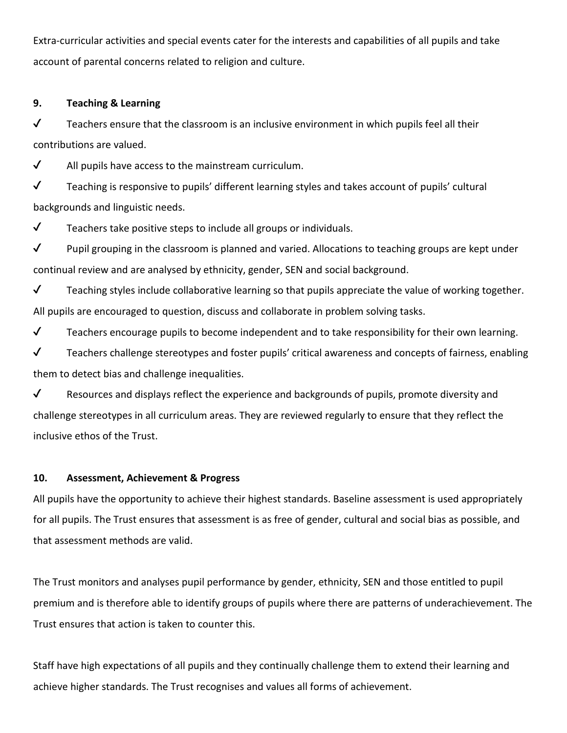Extra-curricular activities and special events cater for the interests and capabilities of all pupils and take account of parental concerns related to religion and culture.

## 9. Teaching & Learning

✓ Teachers ensure that the classroom is an inclusive environment in which pupils feel all their contributions are valued.

✓ All pupils have access to the mainstream curriculum.

✓ Teaching is responsive to pupils' different learning styles and takes account of pupils' cultural backgrounds and linguistic needs.

✓ Teachers take positive steps to include all groups or individuals.

✓ Pupil grouping in the classroom is planned and varied. Allocations to teaching groups are kept under continual review and are analysed by ethnicity, gender, SEN and social background.

✓ Teaching styles include collaborative learning so that pupils appreciate the value of working together. All pupils are encouraged to question, discuss and collaborate in problem solving tasks.

✓ Teachers encourage pupils to become independent and to take responsibility for their own learning.

✓ Teachers challenge stereotypes and foster pupils' critical awareness and concepts of fairness, enabling them to detect bias and challenge inequalities.

✓ Resources and displays reflect the experience and backgrounds of pupils, promote diversity and challenge stereotypes in all curriculum areas. They are reviewed regularly to ensure that they reflect the inclusive ethos of the Trust.

## 10. Assessment, Achievement & Progress

All pupils have the opportunity to achieve their highest standards. Baseline assessment is used appropriately for all pupils. The Trust ensures that assessment is as free of gender, cultural and social bias as possible, and that assessment methods are valid.

The Trust monitors and analyses pupil performance by gender, ethnicity, SEN and those entitled to pupil premium and is therefore able to identify groups of pupils where there are patterns of underachievement. The Trust ensures that action is taken to counter this.

Staff have high expectations of all pupils and they continually challenge them to extend their learning and achieve higher standards. The Trust recognises and values all forms of achievement.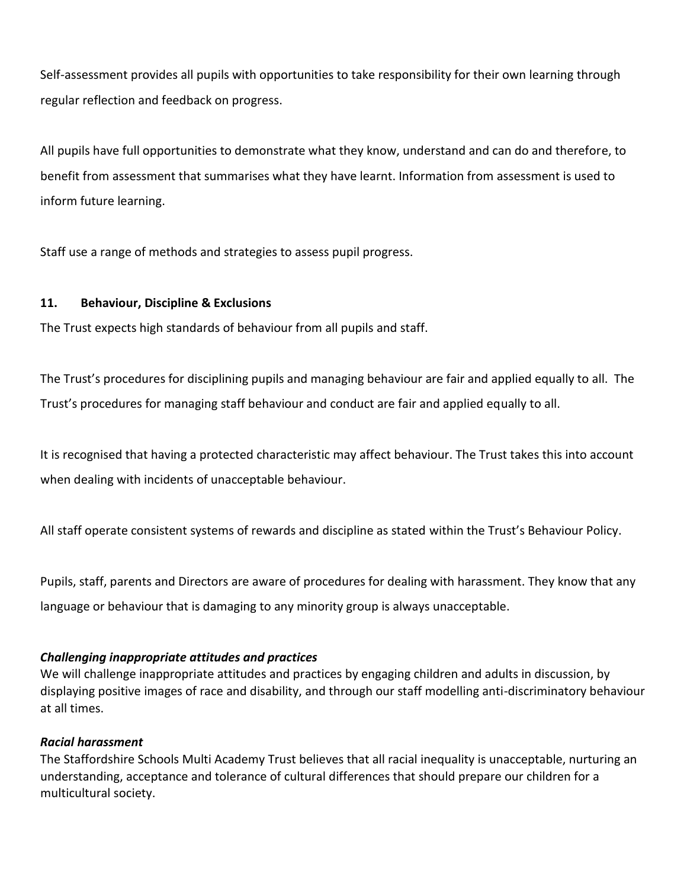Self-assessment provides all pupils with opportunities to take responsibility for their own learning through regular reflection and feedback on progress.

All pupils have full opportunities to demonstrate what they know, understand and can do and therefore, to benefit from assessment that summarises what they have learnt. Information from assessment is used to inform future learning.

Staff use a range of methods and strategies to assess pupil progress.

## 11. Behaviour, Discipline & Exclusions

The Trust expects high standards of behaviour from all pupils and staff.

The Trust's procedures for disciplining pupils and managing behaviour are fair and applied equally to all. The Trust's procedures for managing staff behaviour and conduct are fair and applied equally to all.

It is recognised that having a protected characteristic may affect behaviour. The Trust takes this into account when dealing with incidents of unacceptable behaviour.

All staff operate consistent systems of rewards and discipline as stated within the Trust's Behaviour Policy.

Pupils, staff, parents and Directors are aware of procedures for dealing with harassment. They know that any language or behaviour that is damaging to any minority group is always unacceptable.

***Challenging inappropriate attitudes and practices***

We will challenge inappropriate attitudes and practices by engaging children and adults in discussion, by displaying positive images of race and disability, and through our staff modelling anti-discriminatory behaviour at all times.

***Racial harassment***

The Staffordshire Schools Multi Academy Trust believes that all racial inequality is unacceptable, nurturing an understanding, acceptance and tolerance of cultural differences that should prepare our children for a multicultural society.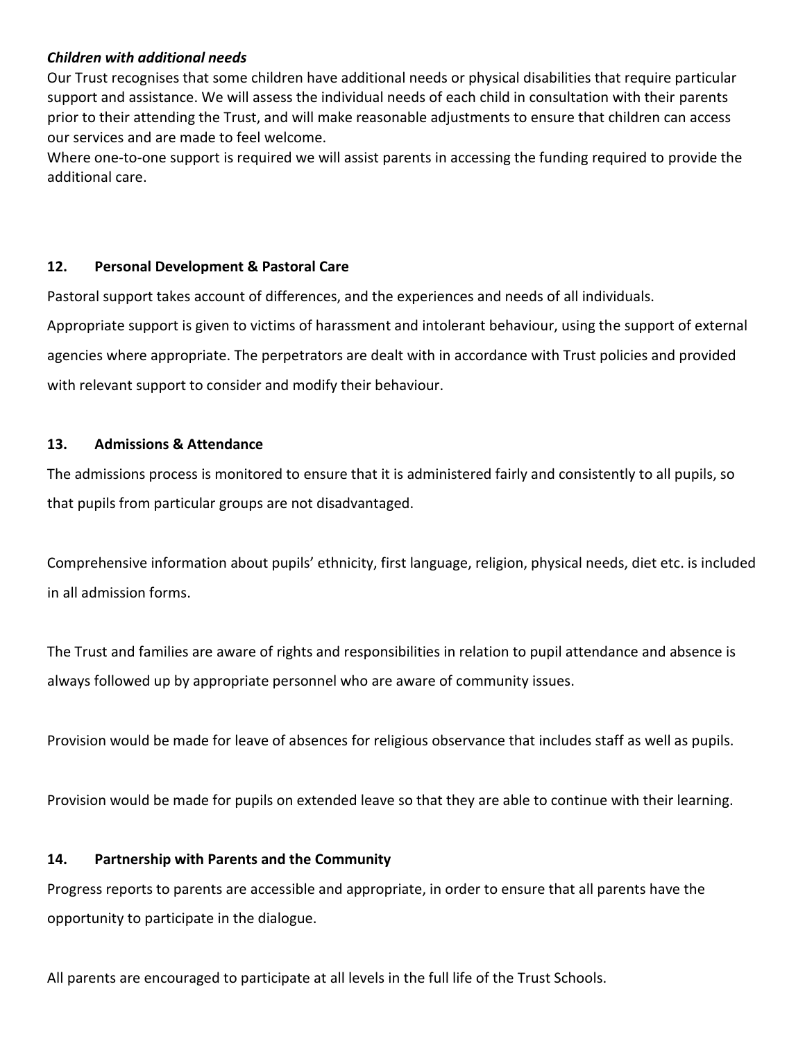***Children with additional needs***

Our Trust recognises that some children have additional needs or physical disabilities that require particular support and assistance. We will assess the individual needs of each child in consultation with their parents prior to their attending the Trust, and will make reasonable adjustments to ensure that children can access our services and are made to feel welcome.

Where one-to-one support is required we will assist parents in accessing the funding required to provide the additional care.

## 12. Personal Development & Pastoral Care

Pastoral support takes account of differences, and the experiences and needs of all individuals.

Appropriate support is given to victims of harassment and intolerant behaviour, using the support of external agencies where appropriate. The perpetrators are dealt with in accordance with Trust policies and provided with relevant support to consider and modify their behaviour.

## 13. Admissions & Attendance

The admissions process is monitored to ensure that it is administered fairly and consistently to all pupils, so that pupils from particular groups are not disadvantaged.

Comprehensive information about pupils' ethnicity, first language, religion, physical needs, diet etc. is included in all admission forms.

The Trust and families are aware of rights and responsibilities in relation to pupil attendance and absence is always followed up by appropriate personnel who are aware of community issues.

Provision would be made for leave of absences for religious observance that includes staff as well as pupils.

Provision would be made for pupils on extended leave so that they are able to continue with their learning.

## 14. Partnership with Parents and the Community

Progress reports to parents are accessible and appropriate, in order to ensure that all parents have the opportunity to participate in the dialogue.

All parents are encouraged to participate at all levels in the full life of the Trust Schools.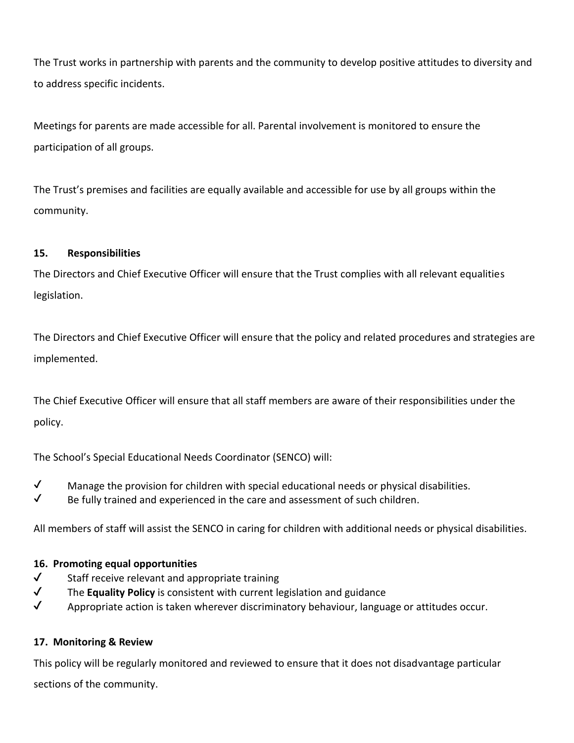The Trust works in partnership with parents and the community to develop positive attitudes to diversity and to address specific incidents.

Meetings for parents are made accessible for all. Parental involvement is monitored to ensure the participation of all groups.

The Trust's premises and facilities are equally available and accessible for use by all groups within the community.

### 15. Responsibilities

The Directors and Chief Executive Officer will ensure that the Trust complies with all relevant equalities legislation.

The Directors and Chief Executive Officer will ensure that the policy and related procedures and strategies are implemented.

The Chief Executive Officer will ensure that all staff members are aware of their responsibilities under the policy.

The School's Special Educational Needs Coordinator (SENCO) will:

- ✓ Manage the provision for children with special educational needs or physical disabilities.
- ✓ Be fully trained and experienced in the care and assessment of such children.

All members of staff will assist the SENCO in caring for children with additional needs or physical disabilities.

### 16. Promoting equal opportunities

- ✓ Staff receive relevant and appropriate training
- ✓ The **Equality Policy** is consistent with current legislation and guidance
- ✓ Appropriate action is taken wherever discriminatory behaviour, language or attitudes occur.

### 17. Monitoring & Review

This policy will be regularly monitored and reviewed to ensure that it does not disadvantage particular sections of the community.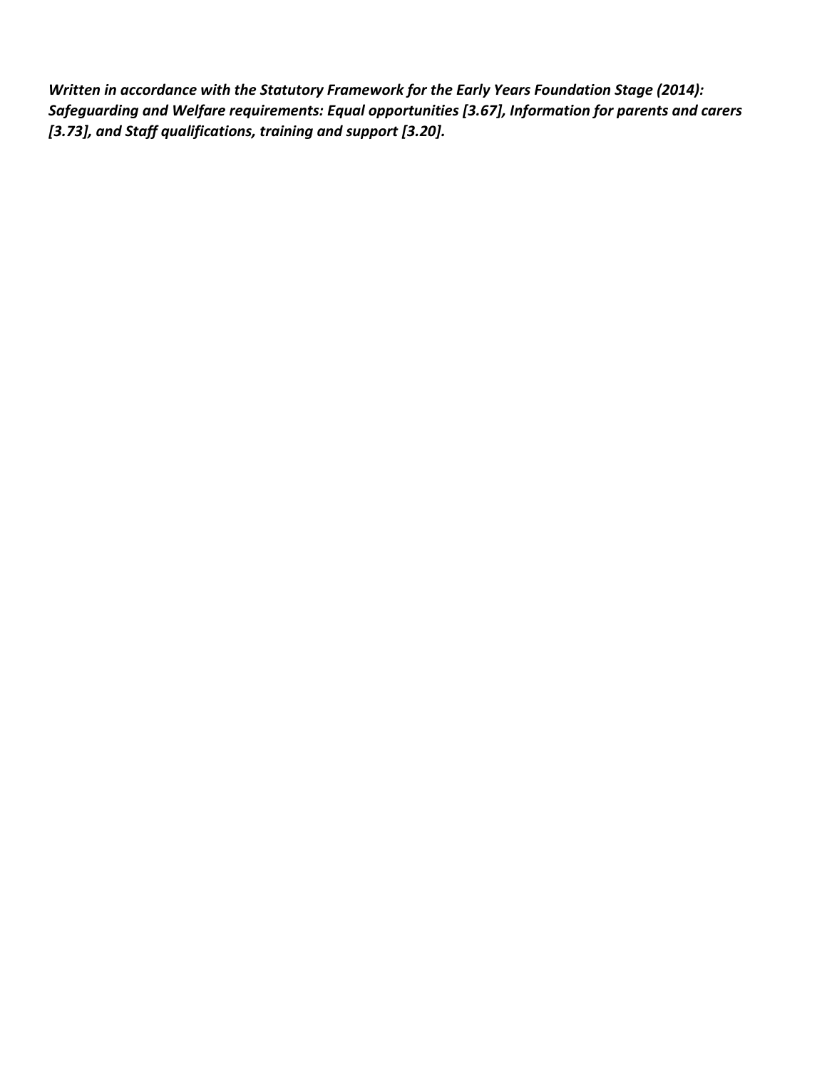***Written in accordance with the Statutory Framework for the Early Years Foundation Stage (2014): Safeguarding and Welfare requirements: Equal opportunities [3.67], Information for parents and carers [3.73], and Staff qualifications, training and support [3.20].***